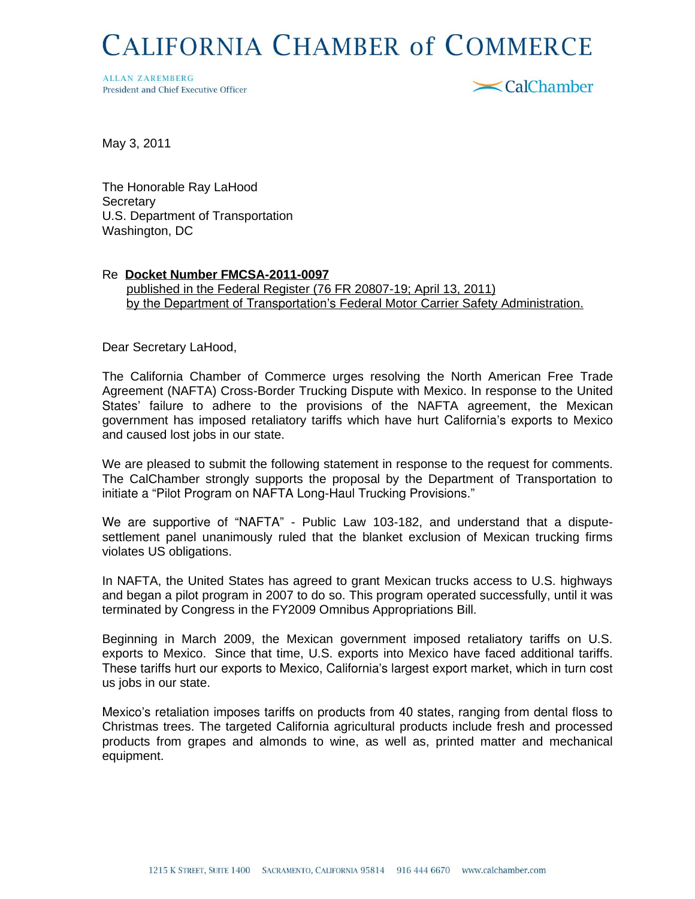# CALIFORNIA CHAMBER of COMMERCE

ALLAN ZAREMBERG
President and Chief Executive Officer

CalChamber

May 3, 2011

The Honorable Ray LaHood
Secretary
U.S. Department of Transportation
Washington, DC

Re **Docket Number FMCSA-2011-0097**
published in the Federal Register (76 FR 20807-19; April 13, 2011)
by the Department of Transportation's Federal Motor Carrier Safety Administration.

Dear Secretary LaHood,

The California Chamber of Commerce urges resolving the North American Free Trade Agreement (NAFTA) Cross-Border Trucking Dispute with Mexico. In response to the United States' failure to adhere to the provisions of the NAFTA agreement, the Mexican government has imposed retaliatory tariffs which have hurt California's exports to Mexico and caused lost jobs in our state.

We are pleased to submit the following statement in response to the request for comments. The CalChamber strongly supports the proposal by the Department of Transportation to initiate a "Pilot Program on NAFTA Long-Haul Trucking Provisions."

We are supportive of "NAFTA" - Public Law 103-182, and understand that a dispute-settlement panel unanimously ruled that the blanket exclusion of Mexican trucking firms violates US obligations.

In NAFTA, the United States has agreed to grant Mexican trucks access to U.S. highways and began a pilot program in 2007 to do so. This program operated successfully, until it was terminated by Congress in the FY2009 Omnibus Appropriations Bill.

Beginning in March 2009, the Mexican government imposed retaliatory tariffs on U.S. exports to Mexico. Since that time, U.S. exports into Mexico have faced additional tariffs. These tariffs hurt our exports to Mexico, California's largest export market, which in turn cost us jobs in our state.

Mexico's retaliation imposes tariffs on products from 40 states, ranging from dental floss to Christmas trees. The targeted California agricultural products include fresh and processed products from grapes and almonds to wine, as well as, printed matter and mechanical equipment.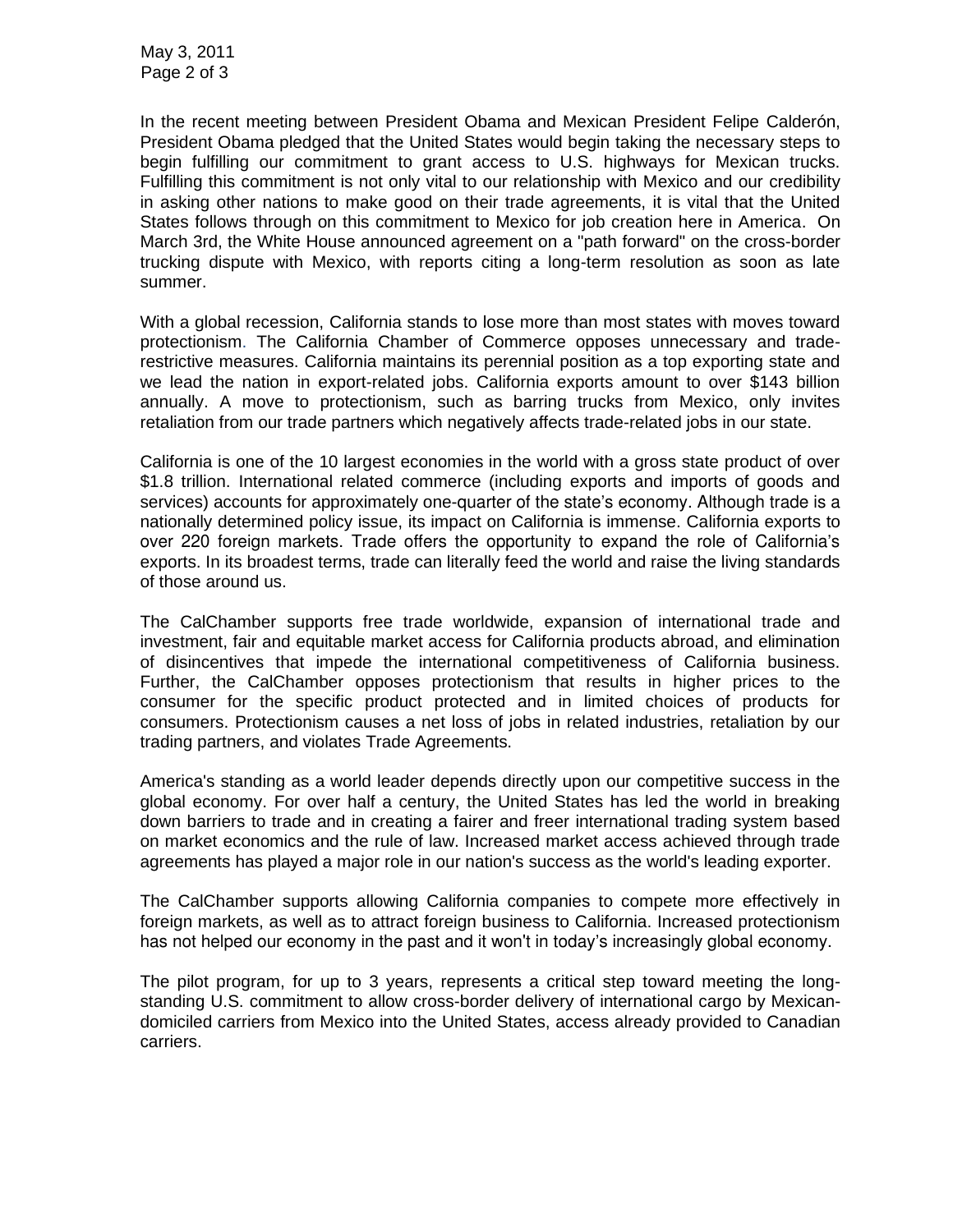In the recent meeting between President Obama and Mexican President Felipe Calderón, President Obama pledged that the United States would begin taking the necessary steps to begin fulfilling our commitment to grant access to U.S. highways for Mexican trucks. Fulfilling this commitment is not only vital to our relationship with Mexico and our credibility in asking other nations to make good on their trade agreements, it is vital that the United States follows through on this commitment to Mexico for job creation here in America. On March 3rd, the White House announced agreement on a "path forward" on the cross-border trucking dispute with Mexico, with reports citing a long-term resolution as soon as late summer.

With a global recession, California stands to lose more than most states with moves toward protectionism. The California Chamber of Commerce opposes unnecessary and trade-restrictive measures. California maintains its perennial position as a top exporting state and we lead the nation in export-related jobs. California exports amount to over $143 billion annually. A move to protectionism, such as barring trucks from Mexico, only invites retaliation from our trade partners which negatively affects trade-related jobs in our state.

California is one of the 10 largest economies in the world with a gross state product of over $1.8 trillion. International related commerce (including exports and imports of goods and services) accounts for approximately one-quarter of the state's economy. Although trade is a nationally determined policy issue, its impact on California is immense. California exports to over 220 foreign markets. Trade offers the opportunity to expand the role of California's exports. In its broadest terms, trade can literally feed the world and raise the living standards of those around us.

The CalChamber supports free trade worldwide, expansion of international trade and investment, fair and equitable market access for California products abroad, and elimination of disincentives that impede the international competitiveness of California business. Further, the CalChamber opposes protectionism that results in higher prices to the consumer for the specific product protected and in limited choices of products for consumers. Protectionism causes a net loss of jobs in related industries, retaliation by our trading partners, and violates Trade Agreements.

America's standing as a world leader depends directly upon our competitive success in the global economy. For over half a century, the United States has led the world in breaking down barriers to trade and in creating a fairer and freer international trading system based on market economics and the rule of law. Increased market access achieved through trade agreements has played a major role in our nation's success as the world's leading exporter.

The CalChamber supports allowing California companies to compete more effectively in foreign markets, as well as to attract foreign business to California. Increased protectionism has not helped our economy in the past and it won't in today's increasingly global economy.

The pilot program, for up to 3 years, represents a critical step toward meeting the long-standing U.S. commitment to allow cross-border delivery of international cargo by Mexican-domiciled carriers from Mexico into the United States, access already provided to Canadian carriers.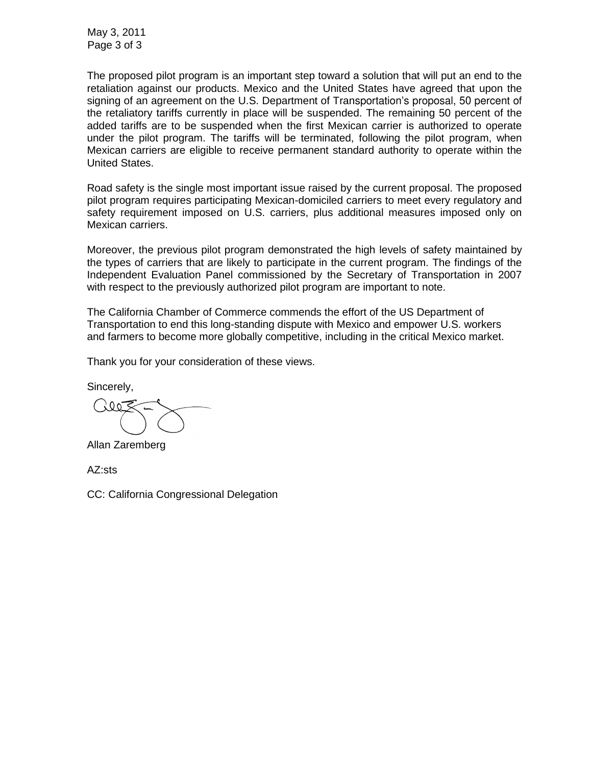The proposed pilot program is an important step toward a solution that will put an end to the retaliation against our products. Mexico and the United States have agreed that upon the signing of an agreement on the U.S. Department of Transportation's proposal, 50 percent of the retaliatory tariffs currently in place will be suspended. The remaining 50 percent of the added tariffs are to be suspended when the first Mexican carrier is authorized to operate under the pilot program. The tariffs will be terminated, following the pilot program, when Mexican carriers are eligible to receive permanent standard authority to operate within the United States.

Road safety is the single most important issue raised by the current proposal. The proposed pilot program requires participating Mexican-domiciled carriers to meet every regulatory and safety requirement imposed on U.S. carriers, plus additional measures imposed only on Mexican carriers.

Moreover, the previous pilot program demonstrated the high levels of safety maintained by the types of carriers that are likely to participate in the current program. The findings of the Independent Evaluation Panel commissioned by the Secretary of Transportation in 2007 with respect to the previously authorized pilot program are important to note.

The California Chamber of Commerce commends the effort of the US Department of Transportation to end this long-standing dispute with Mexico and empower U.S. workers and farmers to become more globally competitive, including in the critical Mexico market.

Thank you for your consideration of these views.

Sincerely,

Allan Zaremberg

AZ:sts

CC: California Congressional Delegation